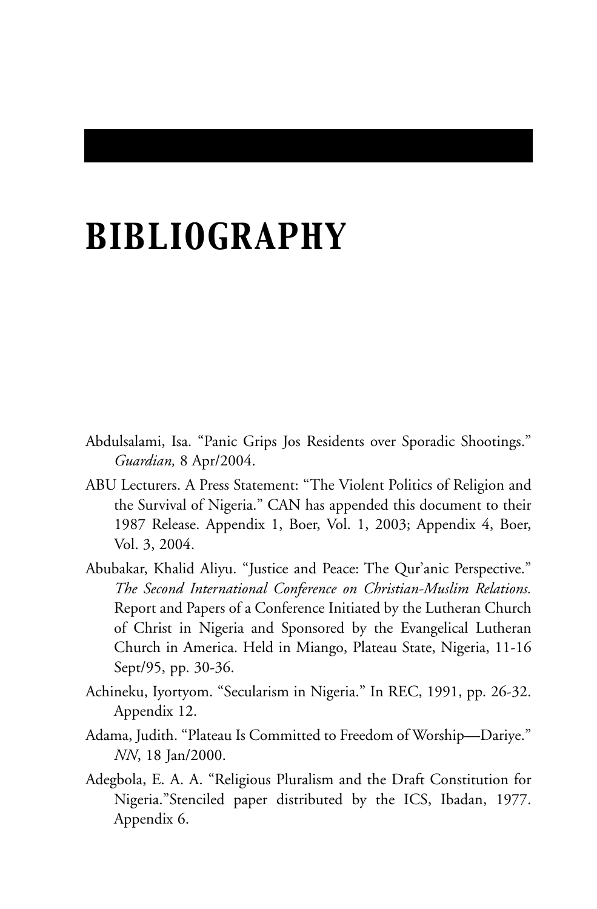# BIBLIOGRAPHY

Abdulsalami, Isa. "Panic Grips Jos Residents over Sporadic Shootings." *Guardian,* 8 Apr/2004.

ABU Lecturers. A Press Statement: "The Violent Politics of Religion and the Survival of Nigeria." CAN has appended this document to their 1987 Release. Appendix 1, Boer, Vol. 1, 2003; Appendix 4, Boer, Vol. 3, 2004.

Abubakar, Khalid Aliyu. "Justice and Peace: The Qur'anic Perspective." *The Second International Conference on Christian-Muslim Relations.* Report and Papers of a Conference Initiated by the Lutheran Church of Christ in Nigeria and Sponsored by the Evangelical Lutheran Church in America. Held in Miango, Plateau State, Nigeria, 11-16 Sept/95, pp. 30-36.

Achineku, Iyortyom. "Secularism in Nigeria." In REC, 1991, pp. 26-32. Appendix 12.

Adama, Judith. "Plateau Is Committed to Freedom of Worship—Dariye." *NN*, 18 Jan/2000.

Adegbola, E. A. A. "Religious Pluralism and the Draft Constitution for Nigeria."Stenciled paper distributed by the ICS, Ibadan, 1977. Appendix 6.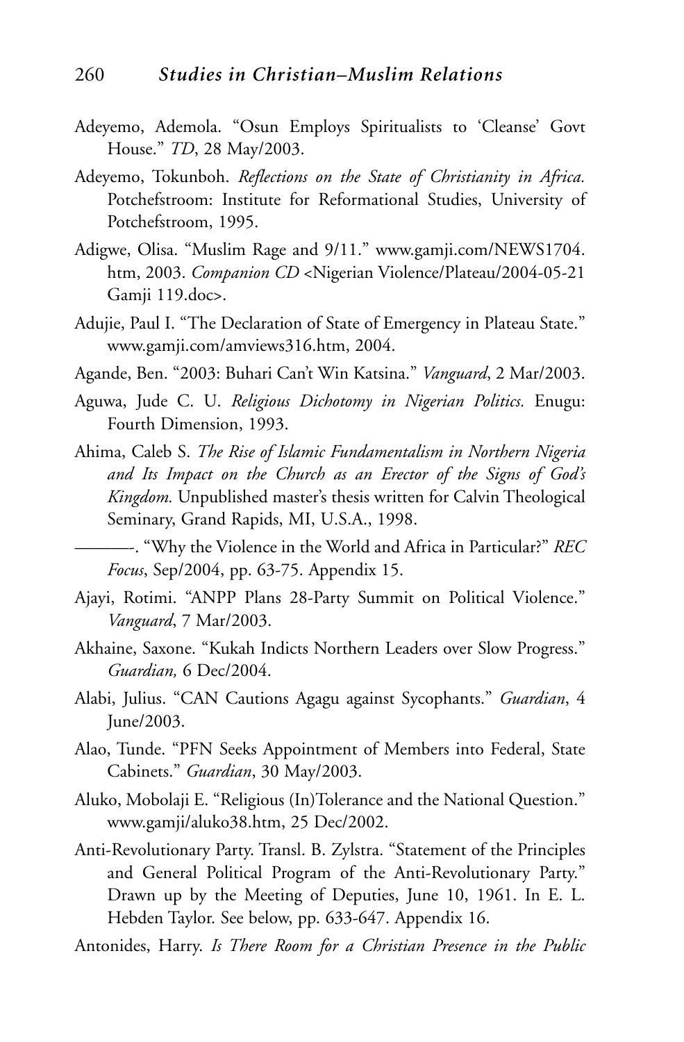Adeyemo, Ademola. "Osun Employs Spiritualists to 'Cleanse' Govt House." *TD*, 28 May/2003.

Adeyemo, Tokunboh. *Reflections on the State of Christianity in Africa.* Potchefstroom: Institute for Reformational Studies, University of Potchefstroom, 1995.

Adigwe, Olisa. "Muslim Rage and 9/11." www.gamji.com/NEWS1704.htm, 2003. *Companion CD* <Nigerian Violence/Plateau/2004-05-21 Gamji 119.doc>.

Adujie, Paul I. "The Declaration of State of Emergency in Plateau State." www.gamji.com/amviews316.htm, 2004.

Agande, Ben. "2003: Buhari Can't Win Katsina." *Vanguard*, 2 Mar/2003.

Aguwa, Jude C. U. *Religious Dichotomy in Nigerian Politics.* Enugu: Fourth Dimension, 1993.

Ahima, Caleb S. *The Rise of Islamic Fundamentalism in Northern Nigeria and Its Impact on the Church as an Erector of the Signs of God's Kingdom.* Unpublished master's thesis written for Calvin Theological Seminary, Grand Rapids, MI, U.S.A., 1998.

———. "Why the Violence in the World and Africa in Particular?" *REC Focus*, Sep/2004, pp. 63-75. Appendix 15.

Ajayi, Rotimi. "ANPP Plans 28-Party Summit on Political Violence." *Vanguard*, 7 Mar/2003.

Akhaine, Saxone. "Kukah Indicts Northern Leaders over Slow Progress." *Guardian,* 6 Dec/2004.

Alabi, Julius. "CAN Cautions Agagu against Sycophants." *Guardian*, 4 June/2003.

Alao, Tunde. "PFN Seeks Appointment of Members into Federal, State Cabinets." *Guardian*, 30 May/2003.

Aluko, Mobolaji E. "Religious (In)Tolerance and the National Question." www.gamji/aluko38.htm, 25 Dec/2002.

Anti-Revolutionary Party. Transl. B. Zylstra. "Statement of the Principles and General Political Program of the Anti-Revolutionary Party." Drawn up by the Meeting of Deputies, June 10, 1961. In E. L. Hebden Taylor. See below, pp. 633-647. Appendix 16.

Antonides, Harry. *Is There Room for a Christian Presence in the Public*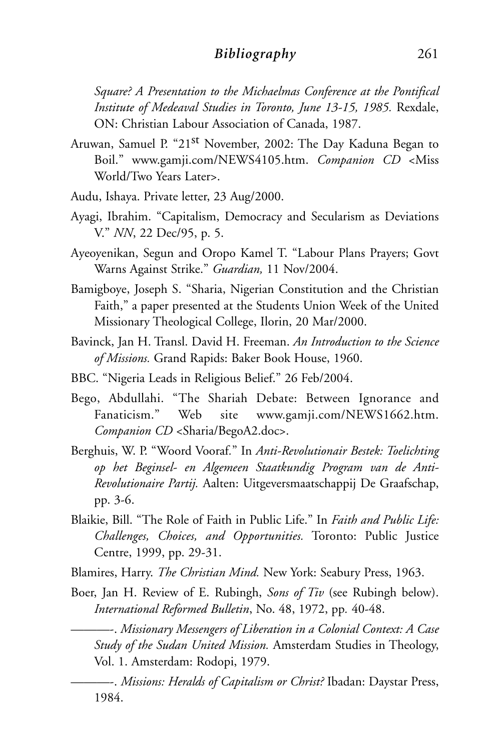*Square? A Presentation to the Michaelmas Conference at the Pontifical Institute of Medeaval Studies in Toronto, June 13-15, 1985.* Rexdale, ON: Christian Labour Association of Canada, 1987.

Aruwan, Samuel P. "21st November, 2002: The Day Kaduna Began to Boil." www.gamji.com/NEWS4105.htm. *Companion CD* <Miss World/Two Years Later>.

Audu, Ishaya. Private letter, 23 Aug/2000.

Ayagi, Ibrahim. "Capitalism, Democracy and Secularism as Deviations V." *NN*, 22 Dec/95, p. 5.

Ayeoyenikan, Segun and Oropo Kamel T. "Labour Plans Prayers; Govt Warns Against Strike." *Guardian,* 11 Nov/2004.

Bamigboye, Joseph S. "Sharia, Nigerian Constitution and the Christian Faith," a paper presented at the Students Union Week of the United Missionary Theological College, Ilorin, 20 Mar/2000.

Bavinck, Jan H. Transl. David H. Freeman. *An Introduction to the Science of Missions.* Grand Rapids: Baker Book House, 1960.

BBC. "Nigeria Leads in Religious Belief." 26 Feb/2004.

Bego, Abdullahi. "The Shariah Debate: Between Ignorance and Fanaticism." Web site www.gamji.com/NEWS1662.htm. *Companion CD* <Sharia/BegoA2.doc>.

Berghuis, W. P. "Woord Vooraf." In *Anti-Revolutionair Bestek: Toelichting op het Beginsel- en Algemeen Staatkundig Program van de Anti-Revolutionaire Partij.* Aalten: Uitgeversmaatschappij De Graafschap, pp. 3-6.

Blaikie, Bill. "The Role of Faith in Public Life." In *Faith and Public Life: Challenges, Choices, and Opportunities.* Toronto: Public Justice Centre, 1999, pp. 29-31.

Blamires, Harry. *The Christian Mind.* New York: Seabury Press, 1963.

Boer, Jan H. Review of E. Rubingh, *Sons of Tiv* (see Rubingh below). *International Reformed Bulletin*, No. 48, 1972, pp. 40-48.

———-. *Missionary Messengers of Liberation in a Colonial Context: A Case Study of the Sudan United Mission.* Amsterdam Studies in Theology, Vol. 1. Amsterdam: Rodopi, 1979.

———-. *Missions: Heralds of Capitalism or Christ?* Ibadan: Daystar Press, 1984.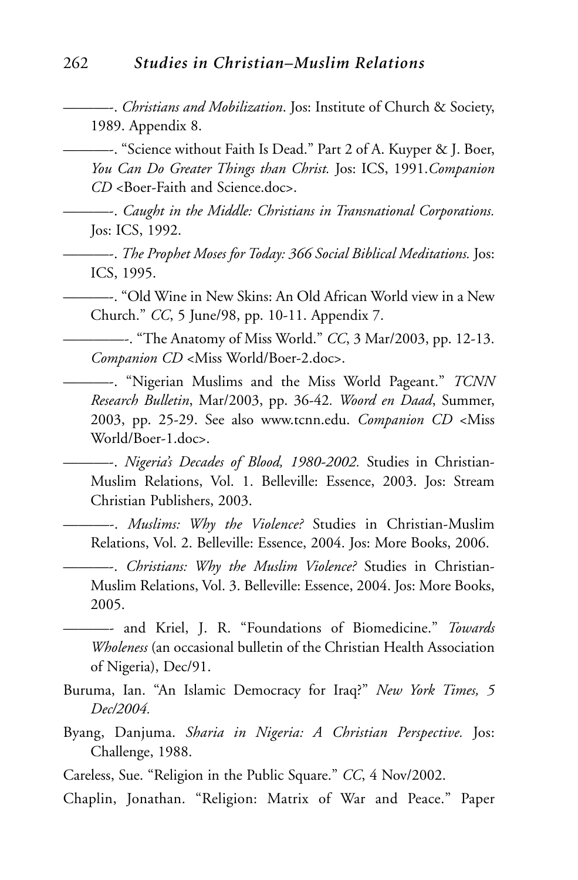———-. *Christians and Mobilization*. Jos: Institute of Church & Society, 1989. Appendix 8.

———-. "Science without Faith Is Dead." Part 2 of A. Kuyper & J. Boer, *You Can Do Greater Things than Christ.* Jos: ICS, 1991.*Companion CD* <Boer-Faith and Science.doc>.

———-. *Caught in the Middle: Christians in Transnational Corporations.* Jos: ICS, 1992.

———-. *The Prophet Moses for Today: 366 Social Biblical Meditations.* Jos: ICS, 1995.

———-. "Old Wine in New Skins: An Old African World view in a New Church." *CC*, 5 June/98, pp. 10-11. Appendix 7.

—————-. "The Anatomy of Miss World." *CC*, 3 Mar/2003, pp. 12-13. *Companion CD* <Miss World/Boer-2.doc>.

———-. "Nigerian Muslims and the Miss World Pageant." *TCNN Research Bulletin*, Mar/2003, pp. 36-42. *Woord en Daad*, Summer, 2003, pp. 25-29. See also www.tcnn.edu. *Companion CD* <Miss World/Boer-1.doc>.

———-. *Nigeria's Decades of Blood, 1980-2002.* Studies in Christian-Muslim Relations, Vol. 1. Belleville: Essence, 2003. Jos: Stream Christian Publishers, 2003.

———-. *Muslims: Why the Violence?* Studies in Christian-Muslim Relations, Vol. 2. Belleville: Essence, 2004. Jos: More Books, 2006.

———-. *Christians: Why the Muslim Violence?* Studies in Christian-Muslim Relations, Vol. 3. Belleville: Essence, 2004. Jos: More Books, 2005.

———- and Kriel, J. R. "Foundations of Biomedicine." *Towards Wholeness* (an occasional bulletin of the Christian Health Association of Nigeria), Dec/91.

Buruma, Ian. "An Islamic Democracy for Iraq?" *New York Times, 5 Dec/2004.*

Byang, Danjuma. *Sharia in Nigeria: A Christian Perspective.* Jos: Challenge, 1988.

Careless, Sue. "Religion in the Public Square." *CC*, 4 Nov/2002.

Chaplin, Jonathan. "Religion: Matrix of War and Peace." Paper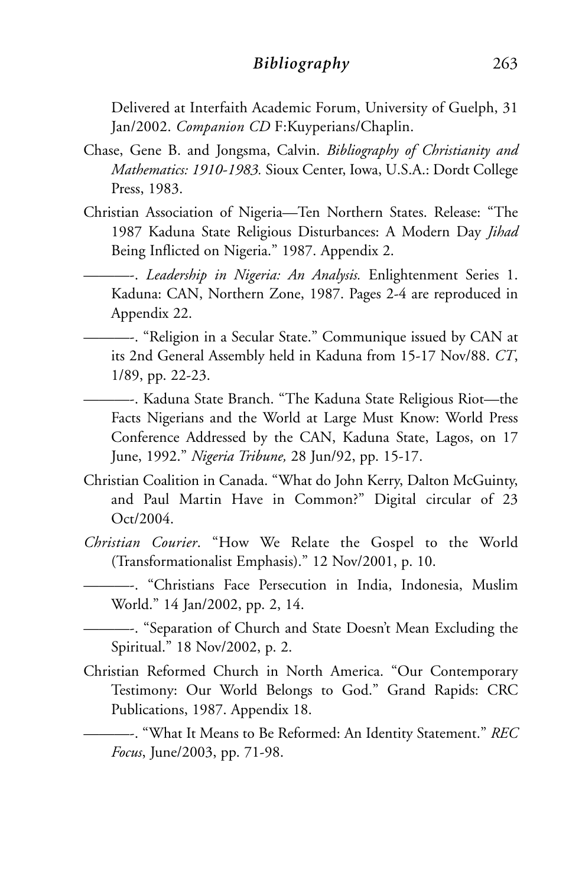Delivered at Interfaith Academic Forum, University of Guelph, 31 Jan/2002. *Companion CD* F:Kuyperians/Chaplin.

Chase, Gene B. and Jongsma, Calvin. *Bibliography of Christianity and Mathematics: 1910-1983.* Sioux Center, Iowa, U.S.A.: Dordt College Press, 1983.

Christian Association of Nigeria—Ten Northern States. Release: "The 1987 Kaduna State Religious Disturbances: A Modern Day *Jihad* Being Inflicted on Nigeria." 1987. Appendix 2.

———-. *Leadership in Nigeria: An Analysis.* Enlightenment Series 1. Kaduna: CAN, Northern Zone, 1987. Pages 2-4 are reproduced in Appendix 22.

———-. "Religion in a Secular State." Communique issued by CAN at its 2nd General Assembly held in Kaduna from 15-17 Nov/88. *CT*, 1/89, pp. 22-23.

———-. Kaduna State Branch. "The Kaduna State Religious Riot—the Facts Nigerians and the World at Large Must Know: World Press Conference Addressed by the CAN, Kaduna State, Lagos, on 17 June, 1992." *Nigeria Tribune,* 28 Jun/92, pp. 15-17.

Christian Coalition in Canada. "What do John Kerry, Dalton McGuinty, and Paul Martin Have in Common?" Digital circular of 23 Oct/2004.

*Christian Courier*. "How We Relate the Gospel to the World (Transformationalist Emphasis)." 12 Nov/2001, p. 10.

———-. "Christians Face Persecution in India, Indonesia, Muslim World." 14 Jan/2002, pp. 2, 14.

———-. "Separation of Church and State Doesn't Mean Excluding the Spiritual." 18 Nov/2002, p. 2.

Christian Reformed Church in North America. "Our Contemporary Testimony: Our World Belongs to God." Grand Rapids: CRC Publications, 1987. Appendix 18.

———-. "What It Means to Be Reformed: An Identity Statement." *REC Focus*, June/2003, pp. 71-98.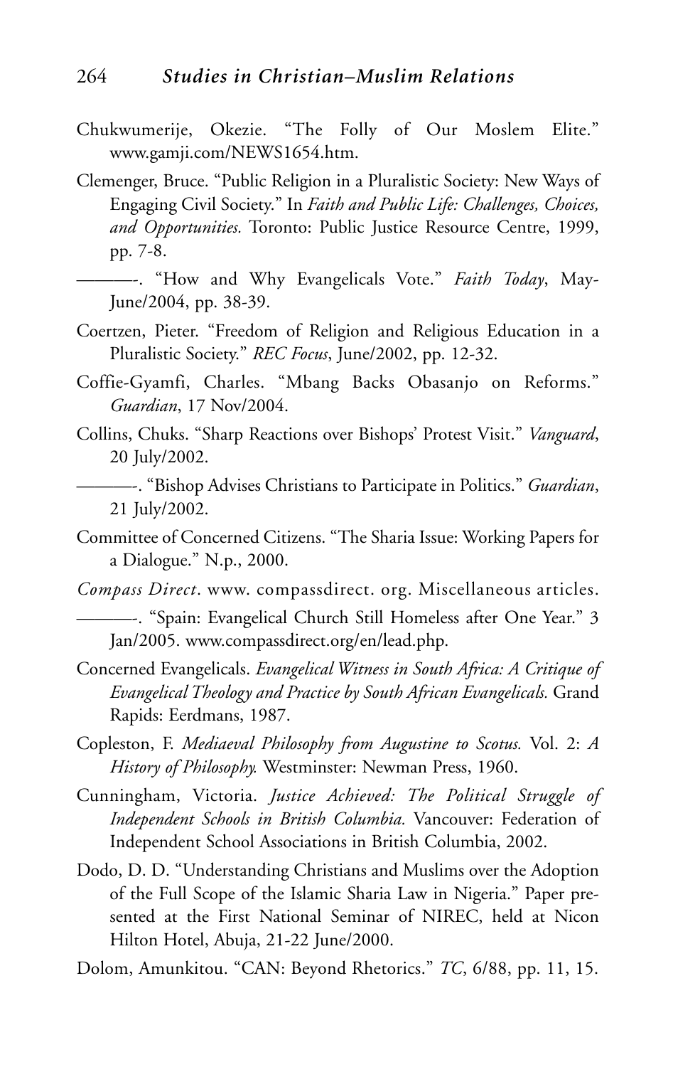Chukwumerije, Okezie. "The Folly of Our Moslem Elite." www.gamji.com/NEWS1654.htm.

Clemenger, Bruce. "Public Religion in a Pluralistic Society: New Ways of Engaging Civil Society." In *Faith and Public Life: Challenges, Choices, and Opportunities.* Toronto: Public Justice Resource Centre, 1999, pp. 7-8.

———-. "How and Why Evangelicals Vote." *Faith Today*, May-June/2004, pp. 38-39.

Coertzen, Pieter. "Freedom of Religion and Religious Education in a Pluralistic Society." *REC Focus*, June/2002, pp. 12-32.

Coffie-Gyamfi, Charles. "Mbang Backs Obasanjo on Reforms." *Guardian*, 17 Nov/2004.

Collins, Chuks. "Sharp Reactions over Bishops' Protest Visit." *Vanguard*, 20 July/2002.

———-. "Bishop Advises Christians to Participate in Politics." *Guardian*, 21 July/2002.

Committee of Concerned Citizens. "The Sharia Issue: Working Papers for a Dialogue." N.p., 2000.

*Compass Direct*. www. compassdirect. org. Miscellaneous articles.

———-. "Spain: Evangelical Church Still Homeless after One Year." 3 Jan/2005. www.compassdirect.org/en/lead.php.

Concerned Evangelicals. *Evangelical Witness in South Africa: A Critique of Evangelical Theology and Practice by South African Evangelicals.* Grand Rapids: Eerdmans, 1987.

Copleston, F. *Mediaeval Philosophy from Augustine to Scotus.* Vol. 2: *A History of Philosophy.* Westminster: Newman Press, 1960.

Cunningham, Victoria. *Justice Achieved: The Political Struggle of Independent Schools in British Columbia.* Vancouver: Federation of Independent School Associations in British Columbia, 2002.

Dodo, D. D. "Understanding Christians and Muslims over the Adoption of the Full Scope of the Islamic Sharia Law in Nigeria." Paper presented at the First National Seminar of NIREC, held at Nicon Hilton Hotel, Abuja, 21-22 June/2000.

Dolom, Amunkitou. "CAN: Beyond Rhetorics." *TC*, 6/88, pp. 11, 15.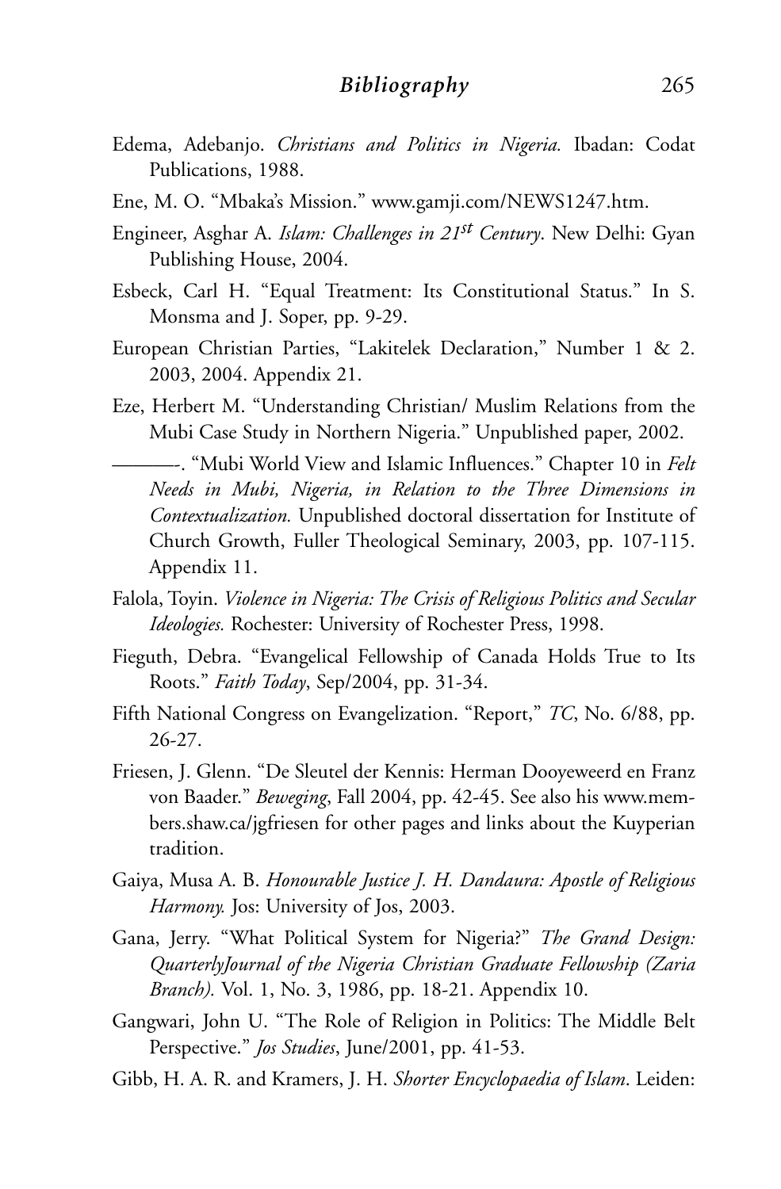Edema, Adebanjo. *Christians and Politics in Nigeria.* Ibadan: Codat Publications, 1988.

Ene, M. O. "Mbaka's Mission." www.gamji.com/NEWS1247.htm.

Engineer, Asghar A. *Islam: Challenges in 21st Century*. New Delhi: Gyan Publishing House, 2004.

Esbeck, Carl H. "Equal Treatment: Its Constitutional Status." In S. Monsma and J. Soper, pp. 9-29.

European Christian Parties, "Lakitelek Declaration," Number 1 & 2. 2003, 2004. Appendix 21.

Eze, Herbert M. "Understanding Christian/ Muslim Relations from the Mubi Case Study in Northern Nigeria." Unpublished paper, 2002.

———-. "Mubi World View and Islamic Influences." Chapter 10 in *Felt Needs in Mubi, Nigeria, in Relation to the Three Dimensions in Contextualization.* Unpublished doctoral dissertation for Institute of Church Growth, Fuller Theological Seminary, 2003, pp. 107-115. Appendix 11.

Falola, Toyin. *Violence in Nigeria: The Crisis of Religious Politics and Secular Ideologies.* Rochester: University of Rochester Press, 1998.

Fieguth, Debra. "Evangelical Fellowship of Canada Holds True to Its Roots." *Faith Today*, Sep/2004, pp. 31-34.

Fifth National Congress on Evangelization. "Report," *TC*, No. 6/88, pp. 26-27.

Friesen, J. Glenn. "De Sleutel der Kennis: Herman Dooyeweerd en Franz von Baader." *Beweging*, Fall 2004, pp. 42-45. See also his www.members.shaw.ca/jgfriesen for other pages and links about the Kuyperian tradition.

Gaiya, Musa A. B. *Honourable Justice J. H. Dandaura: Apostle of Religious Harmony.* Jos: University of Jos, 2003.

Gana, Jerry. "What Political System for Nigeria?" *The Grand Design: QuarterlyJournal of the Nigeria Christian Graduate Fellowship (Zaria Branch).* Vol. 1, No. 3, 1986, pp. 18-21. Appendix 10.

Gangwari, John U. "The Role of Religion in Politics: The Middle Belt Perspective." *Jos Studies*, June/2001, pp. 41-53.

Gibb, H. A. R. and Kramers, J. H. *Shorter Encyclopaedia of Islam*. Leiden: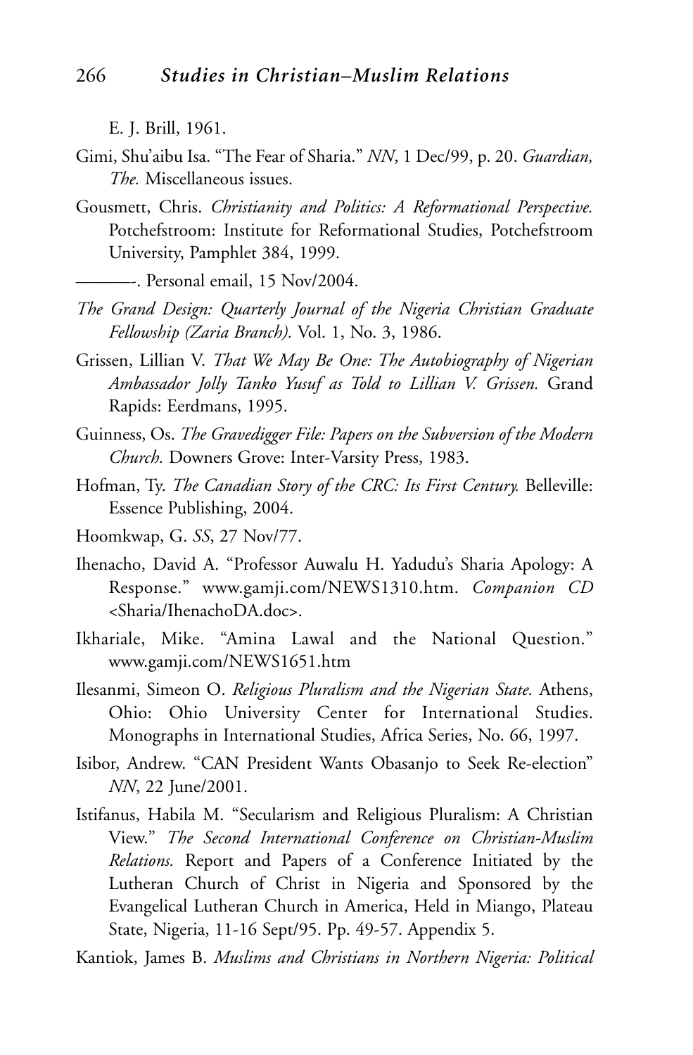E. J. Brill, 1961.

Gimi, Shu'aibu Isa. "The Fear of Sharia." *NN*, 1 Dec/99, p. 20. *Guardian, The.* Miscellaneous issues.

Gousmett, Chris. *Christianity and Politics: A Reformational Perspective.* Potchefstroom: Institute for Reformational Studies, Potchefstroom University, Pamphlet 384, 1999.

———-. Personal email, 15 Nov/2004.

*The Grand Design: Quarterly Journal of the Nigeria Christian Graduate Fellowship (Zaria Branch).* Vol. 1, No. 3, 1986.

Grissen, Lillian V. *That We May Be One: The Autobiography of Nigerian Ambassador Jolly Tanko Yusuf as Told to Lillian V. Grissen.* Grand Rapids: Eerdmans, 1995.

Guinness, Os. *The Gravedigger File: Papers on the Subversion of the Modern Church.* Downers Grove: Inter-Varsity Press, 1983.

Hofman, Ty. *The Canadian Story of the CRC: Its First Century.* Belleville: Essence Publishing, 2004.

Hoomkwap, G. *SS*, 27 Nov/77.

Ihenacho, David A. "Professor Auwalu H. Yadudu's Sharia Apology: A Response." www.gamji.com/NEWS1310.htm. *Companion CD* <Sharia/IhenachoDA.doc>.

Ikhariale, Mike. "Amina Lawal and the National Question." www.gamji.com/NEWS1651.htm

Ilesanmi, Simeon O. *Religious Pluralism and the Nigerian State.* Athens, Ohio: Ohio University Center for International Studies. Monographs in International Studies, Africa Series, No. 66, 1997.

Isibor, Andrew. "CAN President Wants Obasanjo to Seek Re-election" *NN*, 22 June/2001.

Istifanus, Habila M. "Secularism and Religious Pluralism: A Christian View." *The Second International Conference on Christian-Muslim Relations.* Report and Papers of a Conference Initiated by the Lutheran Church of Christ in Nigeria and Sponsored by the Evangelical Lutheran Church in America, Held in Miango, Plateau State, Nigeria, 11-16 Sept/95. Pp. 49-57. Appendix 5.

Kantiok, James B. *Muslims and Christians in Northern Nigeria: Political*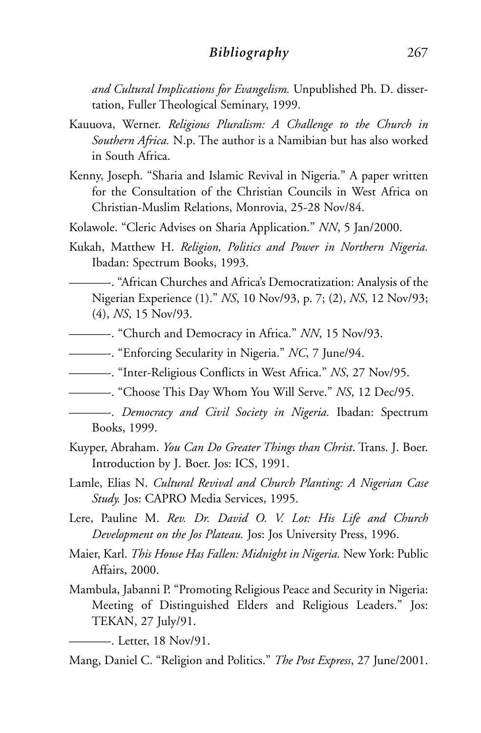*and Cultural Implications for Evangelism.* Unpublished Ph. D. dissertation, Fuller Theological Seminary, 1999.

Kauuova, Werner. *Religious Pluralism: A Challenge to the Church in Southern Africa.* N.p. The author is a Namibian but has also worked in South Africa.

Kenny, Joseph. "Sharia and Islamic Revival in Nigeria." A paper written for the Consultation of the Christian Councils in West Africa on Christian-Muslim Relations, Monrovia, 25-28 Nov/84.

Kolawole. "Cleric Advises on Sharia Application." *NN*, 5 Jan/2000.

Kukah, Matthew H. *Religion, Politics and Power in Northern Nigeria.* Ibadan: Spectrum Books, 1993.

———-. "African Churches and Africa's Democratization: Analysis of the Nigerian Experience (1)." *NS*, 10 Nov/93, p. 7; (2), *NS*, 12 Nov/93; (4), *NS*, 15 Nov/93.

———-. "Church and Democracy in Africa." *NN*, 15 Nov/93.

———-. "Enforcing Secularity in Nigeria." *NC*, 7 June/94.

———-. "Inter-Religious Conflicts in West Africa." *NS*, 27 Nov/95.

———-. "Choose This Day Whom You Will Serve." *NS*, 12 Dec/95.

———-. *Democracy and Civil Society in Nigeria.* Ibadan: Spectrum Books, 1999.

Kuyper, Abraham. *You Can Do Greater Things than Christ*. Trans. J. Boer. Introduction by J. Boer. Jos: ICS, 1991.

Lamle, Elias N. *Cultural Revival and Church Planting: A Nigerian Case Study.* Jos: CAPRO Media Services, 1995.

Lere, Pauline M. *Rev. Dr. David O. V. Lot: His Life and Church Development on the Jos Plateau.* Jos: Jos University Press, 1996.

Maier, Karl. *This House Has Fallen: Midnight in Nigeria.* New York: Public Affairs, 2000.

Mambula, Jabanni P. "Promoting Religious Peace and Security in Nigeria: Meeting of Distinguished Elders and Religious Leaders." Jos: TEKAN, 27 July/91.

———-. Letter, 18 Nov/91.

Mang, Daniel C. "Religion and Politics." *The Post Express*, 27 June/2001.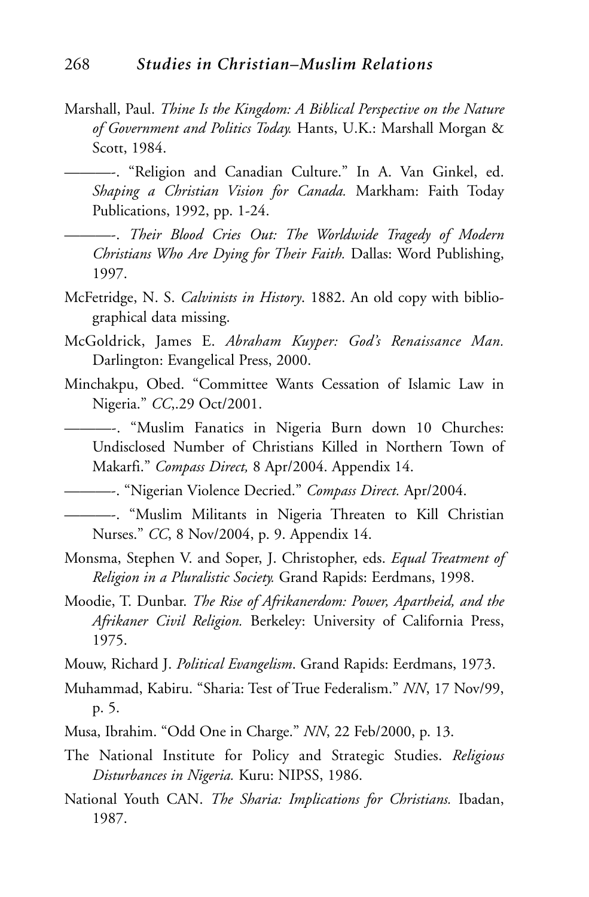Marshall, Paul. *Thine Is the Kingdom: A Biblical Perspective on the Nature of Government and Politics Today.* Hants, U.K.: Marshall Morgan & Scott, 1984.

———. "Religion and Canadian Culture." In A. Van Ginkel, ed. *Shaping a Christian Vision for Canada.* Markham: Faith Today Publications, 1992, pp. 1-24.

———. *Their Blood Cries Out: The Worldwide Tragedy of Modern Christians Who Are Dying for Their Faith.* Dallas: Word Publishing, 1997.

McFetridge, N. S. *Calvinists in History*. 1882. An old copy with bibliographical data missing.

McGoldrick, James E. *Abraham Kuyper: God's Renaissance Man.* Darlington: Evangelical Press, 2000.

Minchakpu, Obed. "Committee Wants Cessation of Islamic Law in Nigeria." *CC*,.29 Oct/2001.

———. "Muslim Fanatics in Nigeria Burn down 10 Churches: Undisclosed Number of Christians Killed in Northern Town of Makarfi." *Compass Direct,* 8 Apr/2004. Appendix 14.

———. "Nigerian Violence Decried." *Compass Direct.* Apr/2004.

———. "Muslim Militants in Nigeria Threaten to Kill Christian Nurses." *CC*, 8 Nov/2004, p. 9. Appendix 14.

Monsma, Stephen V. and Soper, J. Christopher, eds. *Equal Treatment of Religion in a Pluralistic Society.* Grand Rapids: Eerdmans, 1998.

Moodie, T. Dunbar. *The Rise of Afrikanerdom: Power, Apartheid, and the Afrikaner Civil Religion.* Berkeley: University of California Press, 1975.

Mouw, Richard J. *Political Evangelism*. Grand Rapids: Eerdmans, 1973.

Muhammad, Kabiru. "Sharia: Test of True Federalism." *NN*, 17 Nov/99, p. 5.

Musa, Ibrahim. "Odd One in Charge." *NN*, 22 Feb/2000, p. 13.

The National Institute for Policy and Strategic Studies. *Religious Disturbances in Nigeria.* Kuru: NIPSS, 1986.

National Youth CAN. *The Sharia: Implications for Christians.* Ibadan, 1987.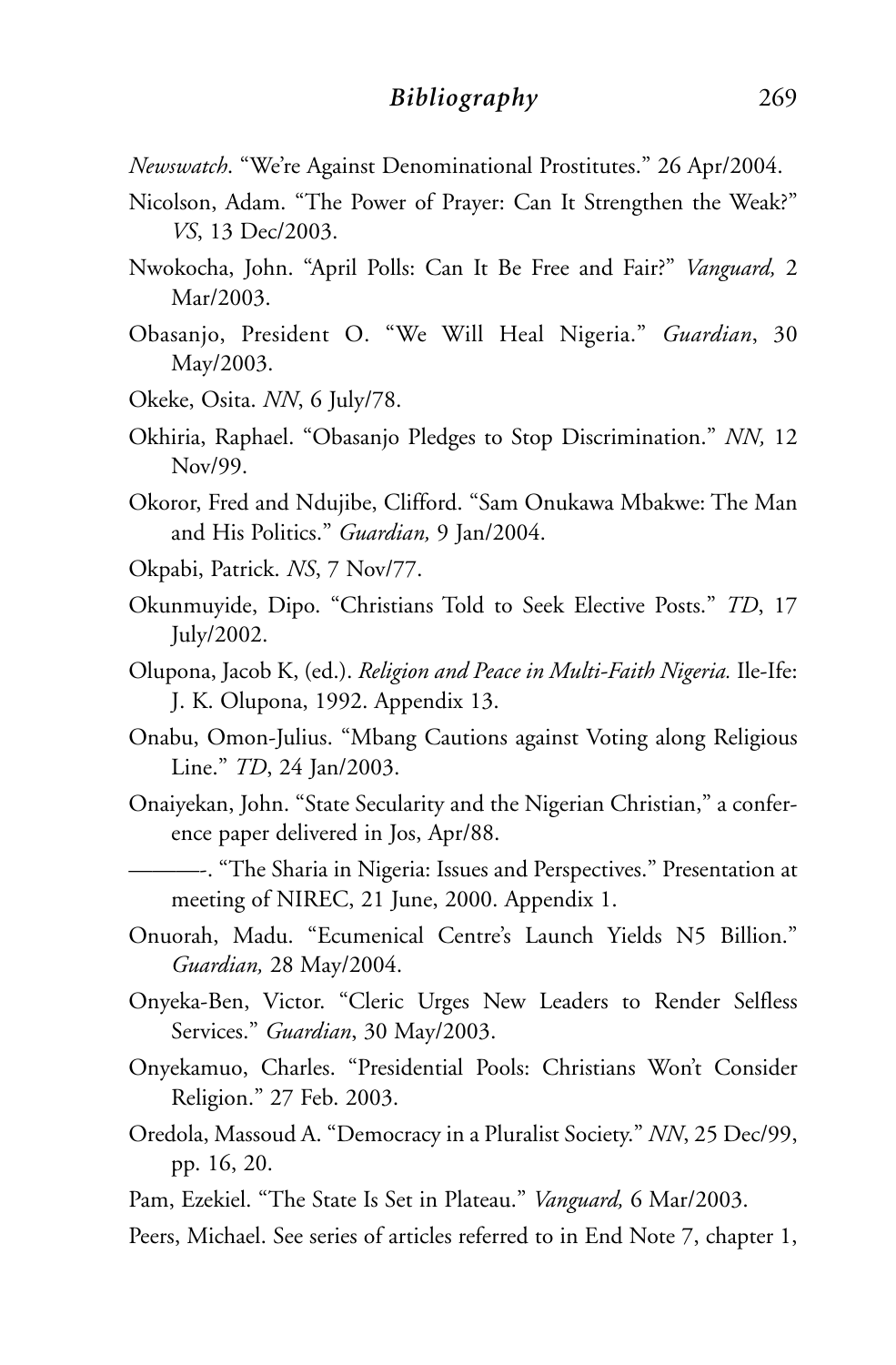*Newswatch*. "We're Against Denominational Prostitutes." 26 Apr/2004.

Nicolson, Adam. "The Power of Prayer: Can It Strengthen the Weak?" *VS*, 13 Dec/2003.

Nwokocha, John. "April Polls: Can It Be Free and Fair?" *Vanguard,* 2 Mar/2003.

Obasanjo, President O. "We Will Heal Nigeria." *Guardian*, 30 May/2003.

Okeke, Osita. *NN*, 6 July/78.

Okhiria, Raphael. "Obasanjo Pledges to Stop Discrimination." *NN,* 12 Nov/99.

Okoror, Fred and Ndujibe, Clifford. "Sam Onukawa Mbakwe: The Man and His Politics." *Guardian,* 9 Jan/2004.

Okpabi, Patrick. *NS*, 7 Nov/77.

Okunmuyide, Dipo. "Christians Told to Seek Elective Posts." *TD*, 17 July/2002.

Olupona, Jacob K, (ed.). *Religion and Peace in Multi-Faith Nigeria.* Ile-Ife: J. K. Olupona, 1992. Appendix 13.

Onabu, Omon-Julius. "Mbang Cautions against Voting along Religious Line." *TD*, 24 Jan/2003.

Onaiyekan, John. "State Secularity and the Nigerian Christian," a conference paper delivered in Jos, Apr/88.

———-. "The Sharia in Nigeria: Issues and Perspectives." Presentation at meeting of NIREC, 21 June, 2000. Appendix 1.

Onuorah, Madu. "Ecumenical Centre's Launch Yields N5 Billion." *Guardian,* 28 May/2004.

Onyeka-Ben, Victor. "Cleric Urges New Leaders to Render Selfless Services." *Guardian*, 30 May/2003.

Onyekamuo, Charles. "Presidential Pools: Christians Won't Consider Religion." 27 Feb. 2003.

Oredola, Massoud A. "Democracy in a Pluralist Society." *NN*, 25 Dec/99, pp. 16, 20.

Pam, Ezekiel. "The State Is Set in Plateau." *Vanguard,* 6 Mar/2003.

Peers, Michael. See series of articles referred to in End Note 7, chapter 1,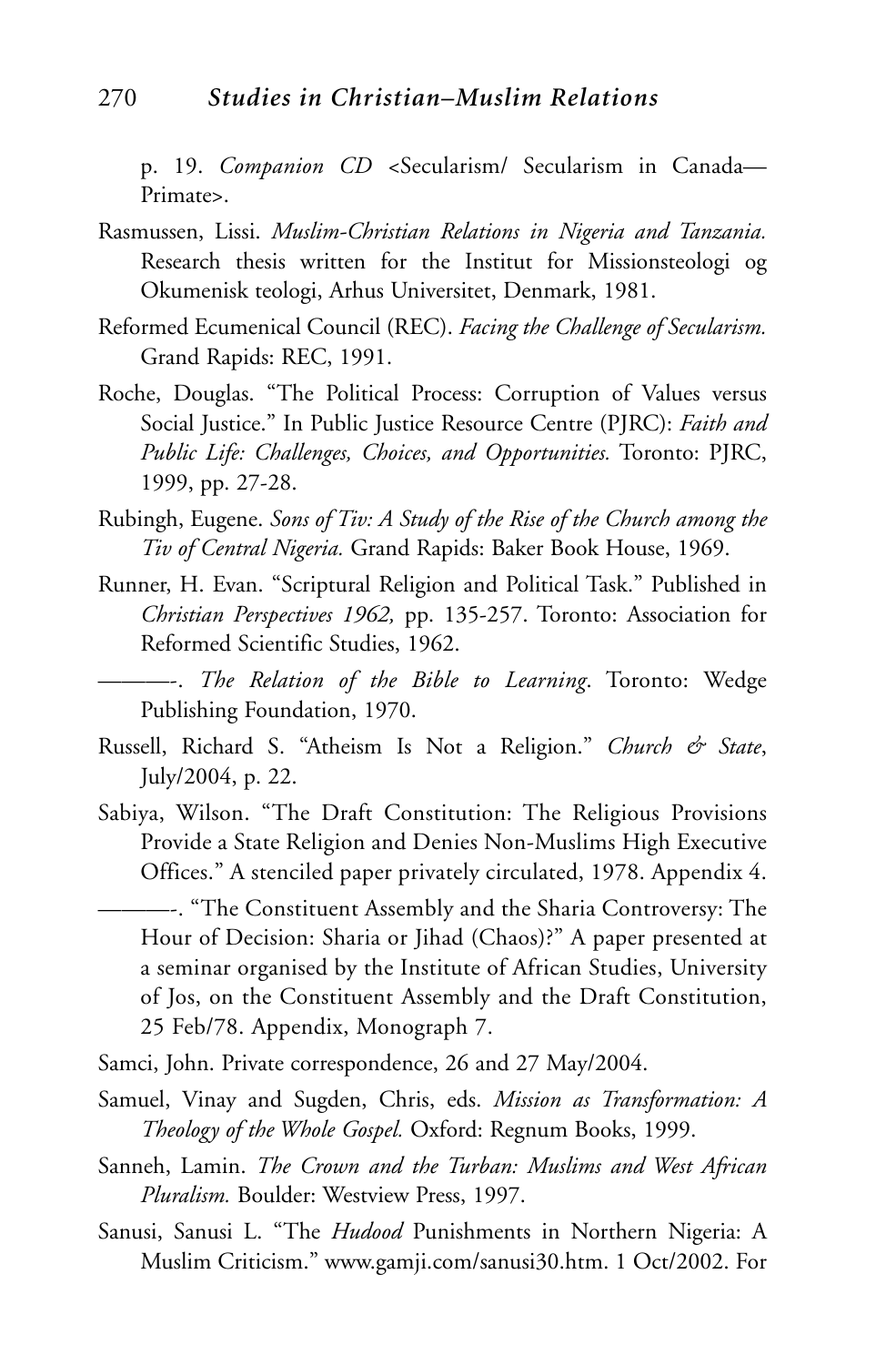p. 19. *Companion CD* <Secularism/ Secularism in Canada—Primate>.

Rasmussen, Lissi. *Muslim-Christian Relations in Nigeria and Tanzania.* Research thesis written for the Institut for Missionsteologi og Okumenisk teologi, Arhus Universitet, Denmark, 1981.

Reformed Ecumenical Council (REC). *Facing the Challenge of Secularism.* Grand Rapids: REC, 1991.

Roche, Douglas. "The Political Process: Corruption of Values versus Social Justice." In Public Justice Resource Centre (PJRC): *Faith and Public Life: Challenges, Choices, and Opportunities.* Toronto: PJRC, 1999, pp. 27-28.

Rubingh, Eugene. *Sons of Tiv: A Study of the Rise of the Church among the Tiv of Central Nigeria.* Grand Rapids: Baker Book House, 1969.

Runner, H. Evan. "Scriptural Religion and Political Task." Published in *Christian Perspectives 1962,* pp. 135-257. Toronto: Association for Reformed Scientific Studies, 1962.

———-. *The Relation of the Bible to Learning*. Toronto: Wedge Publishing Foundation, 1970.

Russell, Richard S. "Atheism Is Not a Religion." *Church & State*, July/2004, p. 22.

Sabiya, Wilson. "The Draft Constitution: The Religious Provisions Provide a State Religion and Denies Non-Muslims High Executive Offices." A stenciled paper privately circulated, 1978. Appendix 4.

———-. "The Constituent Assembly and the Sharia Controversy: The Hour of Decision: Sharia or Jihad (Chaos)?" A paper presented at a seminar organised by the Institute of African Studies, University of Jos, on the Constituent Assembly and the Draft Constitution, 25 Feb/78. Appendix, Monograph 7.

Samci, John. Private correspondence, 26 and 27 May/2004.

Samuel, Vinay and Sugden, Chris, eds. *Mission as Transformation: A Theology of the Whole Gospel.* Oxford: Regnum Books, 1999.

Sanneh, Lamin. *The Crown and the Turban: Muslims and West African Pluralism.* Boulder: Westview Press, 1997.

Sanusi, Sanusi L. "The *Hudood* Punishments in Northern Nigeria: A Muslim Criticism." www.gamji.com/sanusi30.htm. 1 Oct/2002. For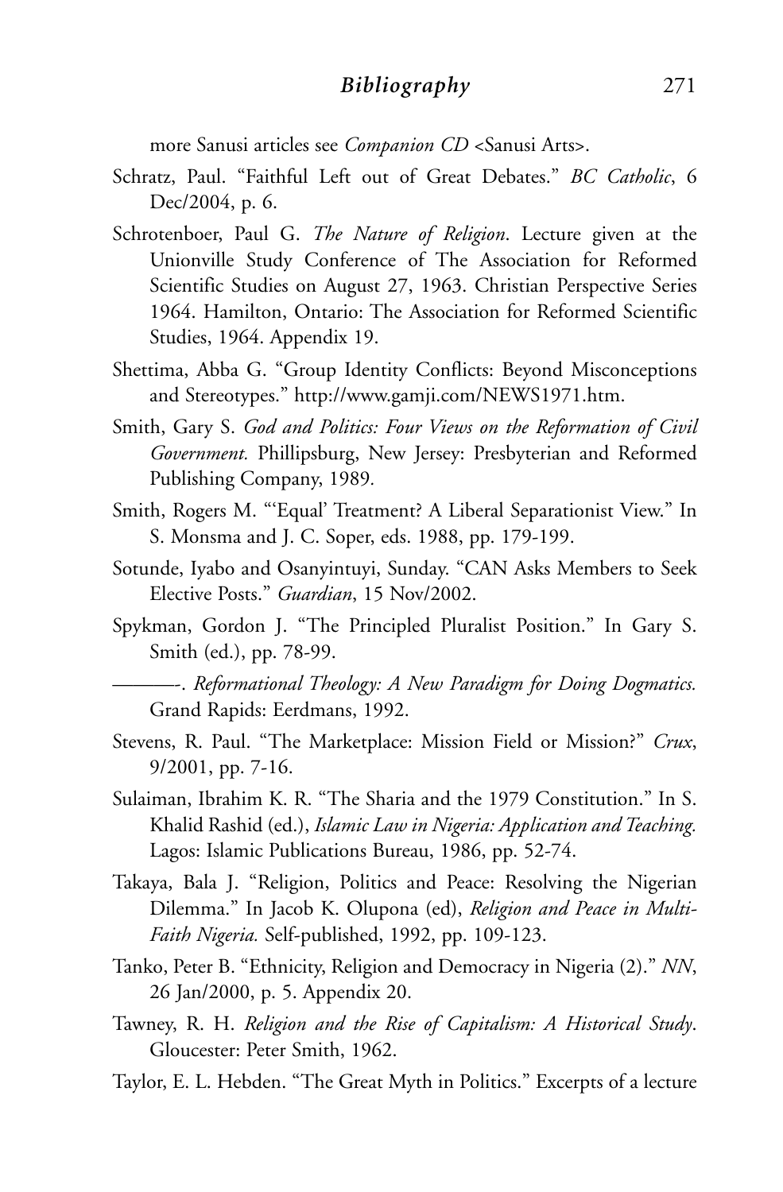more Sanusi articles see *Companion CD* <Sanusi Arts>.

Schratz, Paul. "Faithful Left out of Great Debates." *BC Catholic*, 6 Dec/2004, p. 6.

Schrotenboer, Paul G. *The Nature of Religion*. Lecture given at the Unionville Study Conference of The Association for Reformed Scientific Studies on August 27, 1963. Christian Perspective Series 1964. Hamilton, Ontario: The Association for Reformed Scientific Studies, 1964. Appendix 19.

Shettima, Abba G. "Group Identity Conflicts: Beyond Misconceptions and Stereotypes." http://www.gamji.com/NEWS1971.htm.

Smith, Gary S. *God and Politics: Four Views on the Reformation of Civil Government.* Phillipsburg, New Jersey: Presbyterian and Reformed Publishing Company, 1989.

Smith, Rogers M. "'Equal' Treatment? A Liberal Separationist View." In S. Monsma and J. C. Soper, eds. 1988, pp. 179-199.

Sotunde, Iyabo and Osanyintuyi, Sunday. "CAN Asks Members to Seek Elective Posts." *Guardian*, 15 Nov/2002.

Spykman, Gordon J. "The Principled Pluralist Position." In Gary S. Smith (ed.), pp. 78-99.

———-. *Reformational Theology: A New Paradigm for Doing Dogmatics.* Grand Rapids: Eerdmans, 1992.

Stevens, R. Paul. "The Marketplace: Mission Field or Mission?" *Crux*, 9/2001, pp. 7-16.

Sulaiman, Ibrahim K. R. "The Sharia and the 1979 Constitution." In S. Khalid Rashid (ed.), *Islamic Law in Nigeria: Application and Teaching.* Lagos: Islamic Publications Bureau, 1986, pp. 52-74.

Takaya, Bala J. "Religion, Politics and Peace: Resolving the Nigerian Dilemma." In Jacob K. Olupona (ed), *Religion and Peace in Multi-Faith Nigeria.* Self-published, 1992, pp. 109-123.

Tanko, Peter B. "Ethnicity, Religion and Democracy in Nigeria (2)." *NN*, 26 Jan/2000, p. 5. Appendix 20.

Tawney, R. H. *Religion and the Rise of Capitalism: A Historical Study*. Gloucester: Peter Smith, 1962.

Taylor, E. L. Hebden. "The Great Myth in Politics." Excerpts of a lecture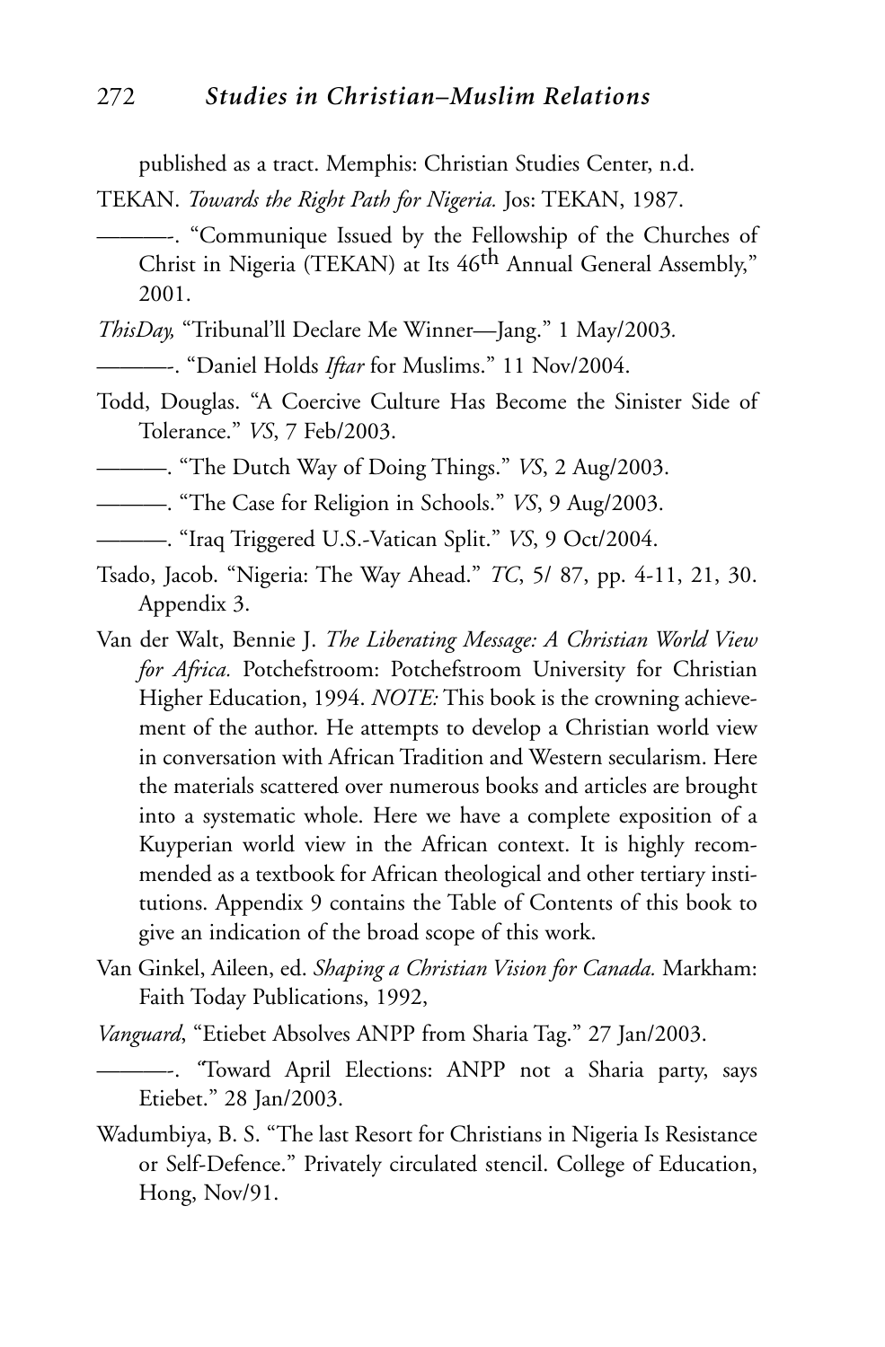published as a tract. Memphis: Christian Studies Center, n.d.

TEKAN. *Towards the Right Path for Nigeria.* Jos: TEKAN, 1987.

———-. "Communique Issued by the Fellowship of the Churches of Christ in Nigeria (TEKAN) at Its 46th Annual General Assembly," 2001.

*ThisDay,* "Tribunal'll Declare Me Winner—Jang." 1 May/2003.

———-. "Daniel Holds *Iftar* for Muslims." 11 Nov/2004.

Todd, Douglas. "A Coercive Culture Has Become the Sinister Side of Tolerance." *VS*, 7 Feb/2003.

———. "The Dutch Way of Doing Things." *VS*, 2 Aug/2003.

———. "The Case for Religion in Schools." *VS*, 9 Aug/2003.

———. "Iraq Triggered U.S.-Vatican Split." *VS*, 9 Oct/2004.

Tsado, Jacob. "Nigeria: The Way Ahead." *TC*, 5/ 87, pp. 4-11, 21, 30. Appendix 3.

Van der Walt, Bennie J. *The Liberating Message: A Christian World View for Africa.* Potchefstroom: Potchefstroom University for Christian Higher Education, 1994. *NOTE:* This book is the crowning achievement of the author. He attempts to develop a Christian world view in conversation with African Tradition and Western secularism. Here the materials scattered over numerous books and articles are brought into a systematic whole. Here we have a complete exposition of a Kuyperian world view in the African context. It is highly recommended as a textbook for African theological and other tertiary institutions. Appendix 9 contains the Table of Contents of this book to give an indication of the broad scope of this work.

Van Ginkel, Aileen, ed. *Shaping a Christian Vision for Canada.* Markham: Faith Today Publications, 1992,

*Vanguard*, "Etiebet Absolves ANPP from Sharia Tag." 27 Jan/2003.

———-. "Toward April Elections: ANPP not a Sharia party, says Etiebet." 28 Jan/2003.

Wadumbiya, B. S. "The last Resort for Christians in Nigeria Is Resistance or Self-Defence." Privately circulated stencil. College of Education, Hong, Nov/91.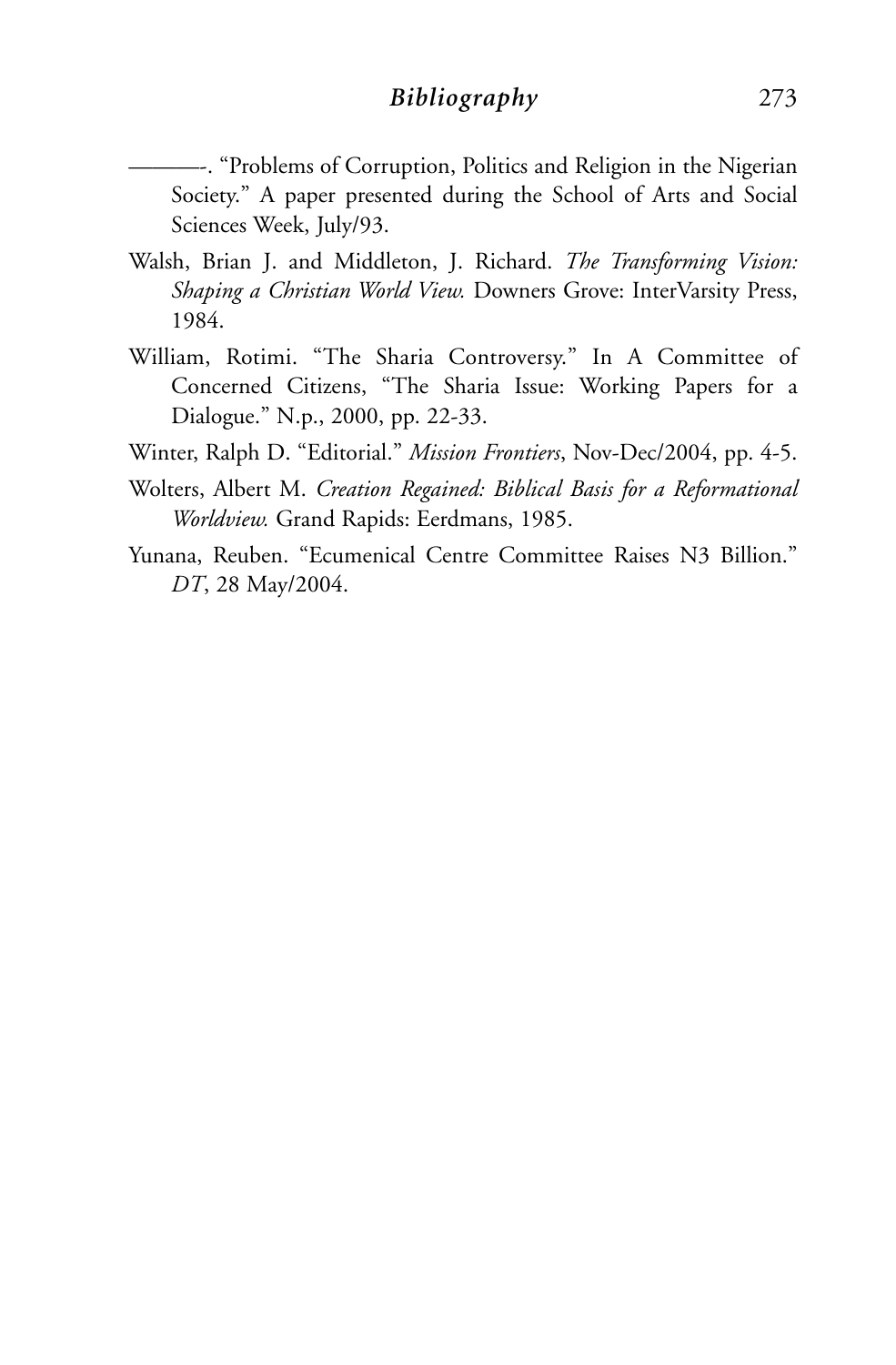———-. "Problems of Corruption, Politics and Religion in the Nigerian Society." A paper presented during the School of Arts and Social Sciences Week, July/93.

Walsh, Brian J. and Middleton, J. Richard. *The Transforming Vision: Shaping a Christian World View.* Downers Grove: InterVarsity Press, 1984.

William, Rotimi. "The Sharia Controversy." In A Committee of Concerned Citizens, "The Sharia Issue: Working Papers for a Dialogue." N.p., 2000, pp. 22-33.

Winter, Ralph D. "Editorial." *Mission Frontiers*, Nov-Dec/2004, pp. 4-5.

Wolters, Albert M. *Creation Regained: Biblical Basis for a Reformational Worldview.* Grand Rapids: Eerdmans, 1985.

Yunana, Reuben. "Ecumenical Centre Committee Raises N3 Billion." *DT*, 28 May/2004.